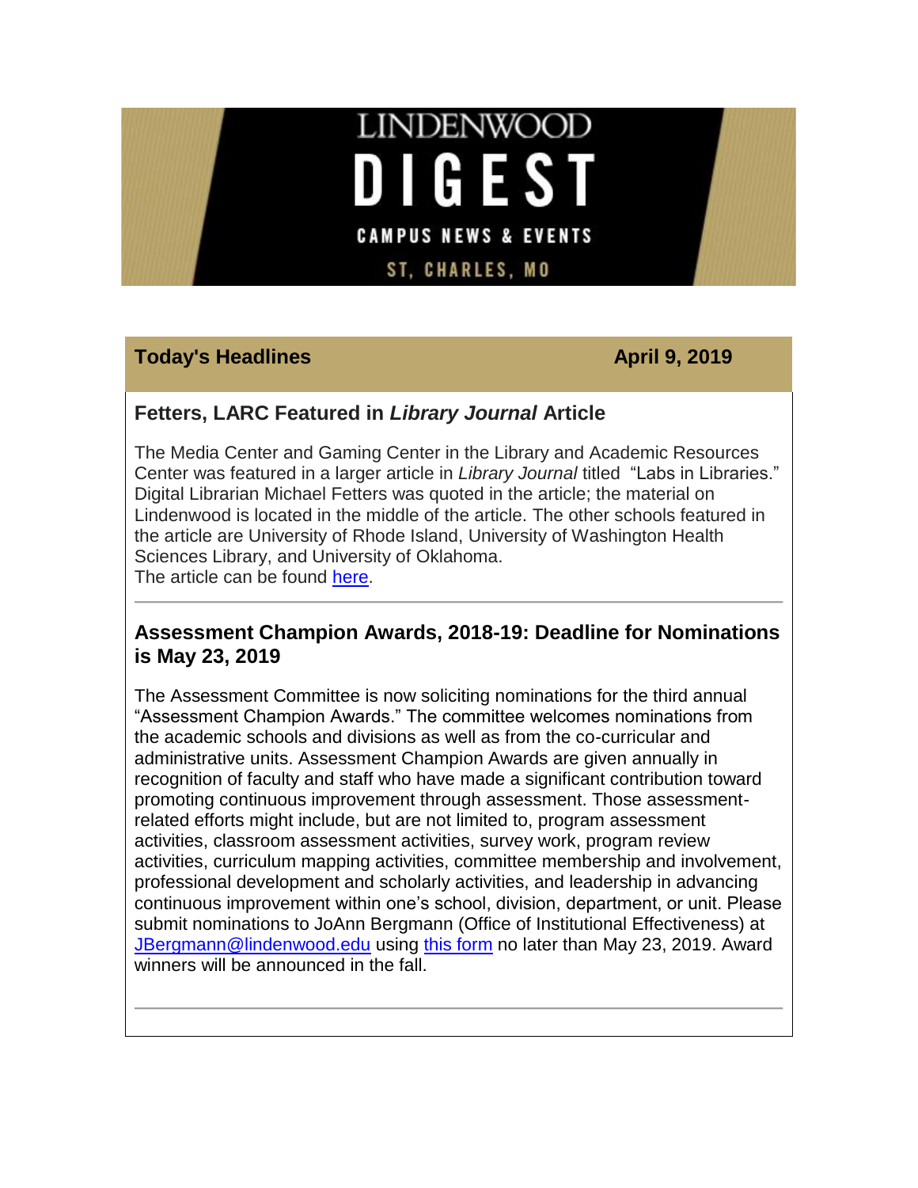# LINDENWOOD DIGEST

CAMPUS NEWS & EVENTS

ST. CHARLES, MO

**Today's Headlines** **April 9, 2019**

## Fetters, LARC Featured in *Library Journal* Article

The Media Center and Gaming Center in the Library and Academic Resources Center was featured in a larger article in *Library Journal* titled "Labs in Libraries." Digital Librarian Michael Fetters was quoted in the article; the material on Lindenwood is located in the middle of the article. The other schools featured in the article are University of Rhode Island, University of Washington Health Sciences Library, and University of Oklahoma.
The article can be found here.

---

## Assessment Champion Awards, 2018-19: Deadline for Nominations is May 23, 2019

The Assessment Committee is now soliciting nominations for the third annual "Assessment Champion Awards." The committee welcomes nominations from the academic schools and divisions as well as from the co-curricular and administrative units. Assessment Champion Awards are given annually in recognition of faculty and staff who have made a significant contribution toward promoting continuous improvement through assessment. Those assessment-related efforts might include, but are not limited to, program assessment activities, classroom assessment activities, survey work, program review activities, curriculum mapping activities, committee membership and involvement, professional development and scholarly activities, and leadership in advancing continuous improvement within one's school, division, department, or unit. Please submit nominations to JoAnn Bergmann (Office of Institutional Effectiveness) at JBergmann@lindenwood.edu using this form no later than May 23, 2019. Award winners will be announced in the fall.

---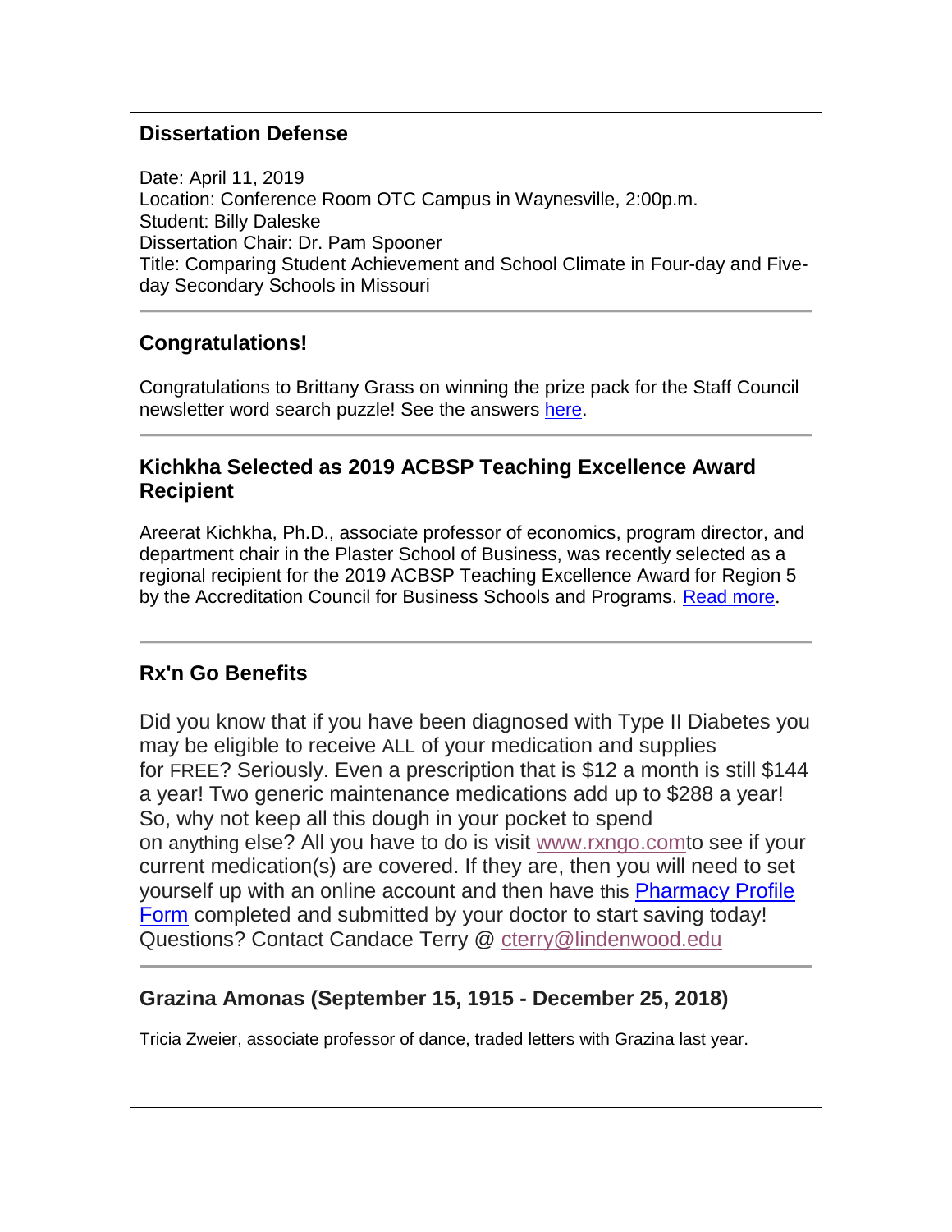## Dissertation Defense

Date: April 11, 2019
Location: Conference Room OTC Campus in Waynesville, 2:00p.m.
Student: Billy Daleske
Dissertation Chair: Dr. Pam Spooner
Title: Comparing Student Achievement and School Climate in Four-day and Five-day Secondary Schools in Missouri

---

## Congratulations!

Congratulations to Brittany Grass on winning the prize pack for the Staff Council newsletter word search puzzle! See the answers here.

---

## Kichkha Selected as 2019 ACBSP Teaching Excellence Award Recipient

Areerat Kichkha, Ph.D., associate professor of economics, program director, and department chair in the Plaster School of Business, was recently selected as a regional recipient for the 2019 ACBSP Teaching Excellence Award for Region 5 by the Accreditation Council for Business Schools and Programs. Read more.

---

## Rx'n Go Benefits

Did you know that if you have been diagnosed with Type II Diabetes you may be eligible to receive ALL of your medication and supplies for FREE? Seriously. Even a prescription that is $12 a month is still $144 a year! Two generic maintenance medications add up to $288 a year! So, why not keep all this dough in your pocket to spend on anything else? All you have to do is visit www.rxngo.comto see if your current medication(s) are covered. If they are, then you will need to set yourself up with an online account and then have this Pharmacy Profile Form completed and submitted by your doctor to start saving today! Questions? Contact Candace Terry @ cterry@lindenwood.edu

---

## Grazina Amonas (September 15, 1915 - December 25, 2018)

Tricia Zweier, associate professor of dance, traded letters with Grazina last year.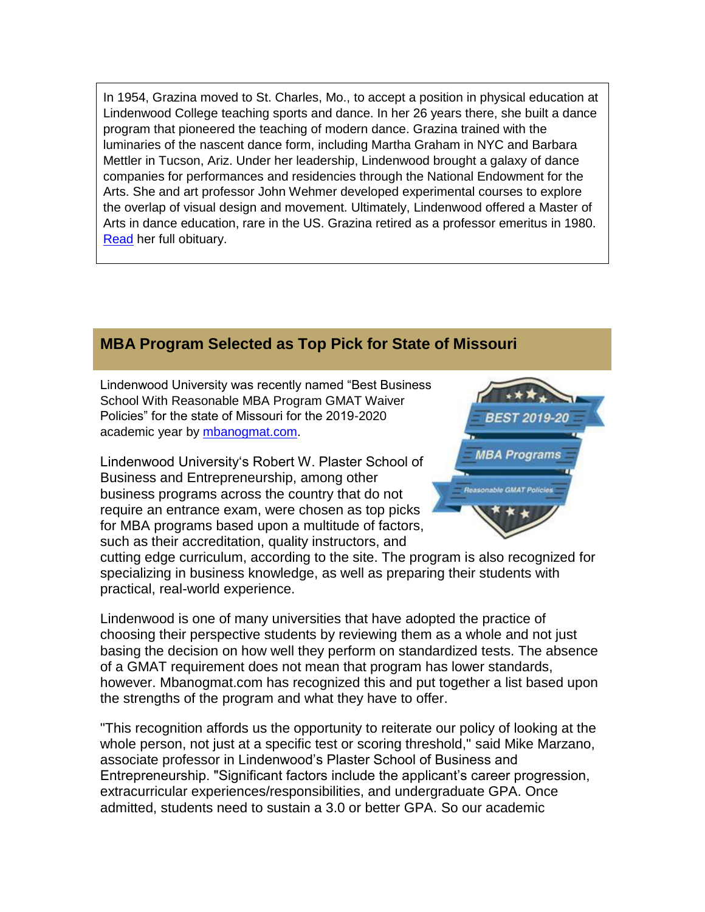In 1954, Grazina moved to St. Charles, Mo., to accept a position in physical education at Lindenwood College teaching sports and dance. In her 26 years there, she built a dance program that pioneered the teaching of modern dance. Grazina trained with the luminaries of the nascent dance form, including Martha Graham in NYC and Barbara Mettler in Tucson, Ariz. Under her leadership, Lindenwood brought a galaxy of dance companies for performances and residencies through the National Endowment for the Arts. She and art professor John Wehmer developed experimental courses to explore the overlap of visual design and movement. Ultimately, Lindenwood offered a Master of Arts in dance education, rare in the US. Grazina retired as a professor emeritus in 1980. [Read](#) her full obituary.

## MBA Program Selected as Top Pick for State of Missouri

Lindenwood University was recently named "Best Business School With Reasonable MBA Program GMAT Waiver Policies" for the state of Missouri for the 2019-2020 academic year by [mbanogmat.com](#).

Lindenwood University's Robert W. Plaster School of Business and Entrepreneurship, among other business programs across the country that do not require an entrance exam, were chosen as top picks for MBA programs based upon a multitude of factors, such as their accreditation, quality instructors, and cutting edge curriculum, according to the site. The program is also recognized for specializing in business knowledge, as well as preparing their students with practical, real-world experience.

Lindenwood is one of many universities that have adopted the practice of choosing their perspective students by reviewing them as a whole and not just basing the decision on how well they perform on standardized tests. The absence of a GMAT requirement does not mean that program has lower standards, however. Mbanogmat.com has recognized this and put together a list based upon the strengths of the program and what they have to offer.

"This recognition affords us the opportunity to reiterate our policy of looking at the whole person, not just at a specific test or scoring threshold," said Mike Marzano, associate professor in Lindenwood's Plaster School of Business and Entrepreneurship. "Significant factors include the applicant's career progression, extracurricular experiences/responsibilities, and undergraduate GPA. Once admitted, students need to sustain a 3.0 or better GPA. So our academic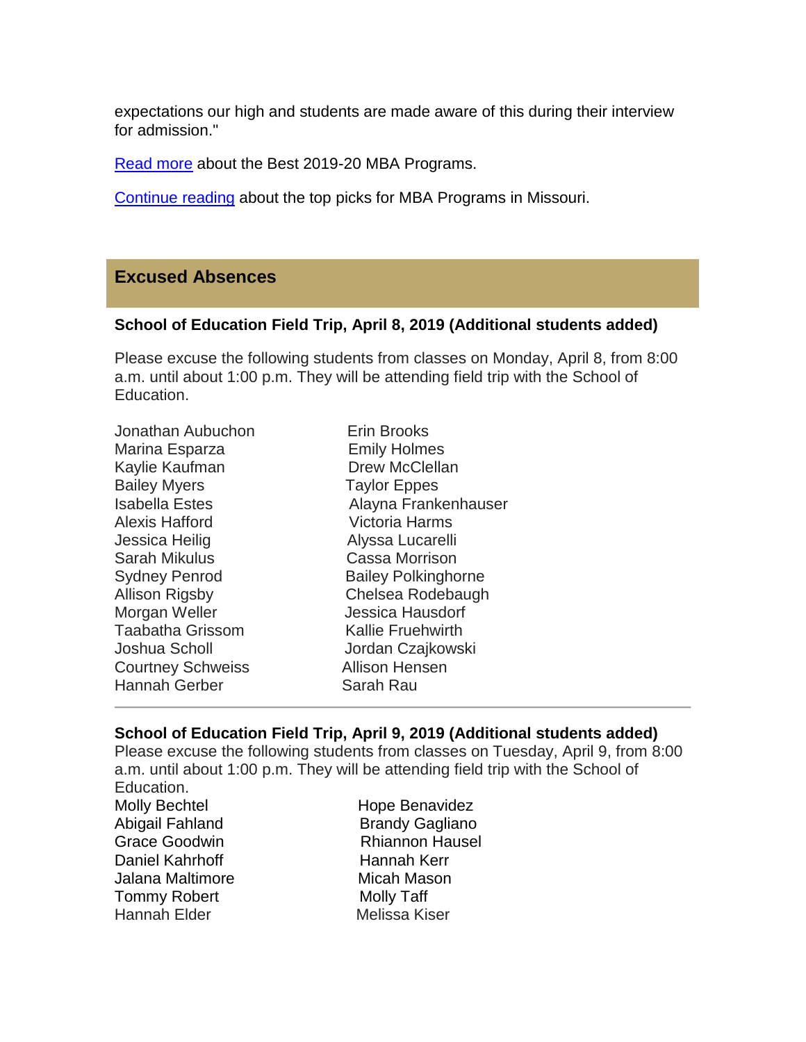expectations our high and students are made aware of this during their interview for admission."

[Read more] about the Best 2019-20 MBA Programs.

[Continue reading] about the top picks for MBA Programs in Missouri.

## Excused Absences

**School of Education Field Trip, April 8, 2019 (Additional students added)**

Please excuse the following students from classes on Monday, April 8, from 8:00 a.m. until about 1:00 p.m. They will be attending field trip with the School of Education.

| | |
|---|---|
| Jonathan Aubuchon | Erin Brooks |
| Marina Esparza | Emily Holmes |
| Kaylie Kaufman | Drew McClellan |
| Bailey Myers | Taylor Eppes |
| Isabella Estes | Alayna Frankenhauser |
| Alexis Hafford | Victoria Harms |
| Jessica Heilig | Alyssa Lucarelli |
| Sarah Mikulus | Cassa Morrison |
| Sydney Penrod | Bailey Polkinghorne |
| Allison Rigsby | Chelsea Rodebaugh |
| Morgan Weller | Jessica Hausdorf |
| Taabatha Grissom | Kallie Fruehwirth |
| Joshua Scholl | Jordan Czajkowski |
| Courtney Schweiss | Allison Hensen |
| Hannah Gerber | Sarah Rau |

---

**School of Education Field Trip, April 9, 2019 (Additional students added)**

Please excuse the following students from classes on Tuesday, April 9, from 8:00 a.m. until about 1:00 p.m. They will be attending field trip with the School of Education.

| | |
|---|---|
| Molly Bechtel | Hope Benavidez |
| Abigail Fahland | Brandy Gagliano |
| Grace Goodwin | Rhiannon Hausel |
| Daniel Kahrhoff | Hannah Kerr |
| Jalana Maltimore | Micah Mason |
| Tommy Robert | Molly Taff |
| Hannah Elder | Melissa Kiser |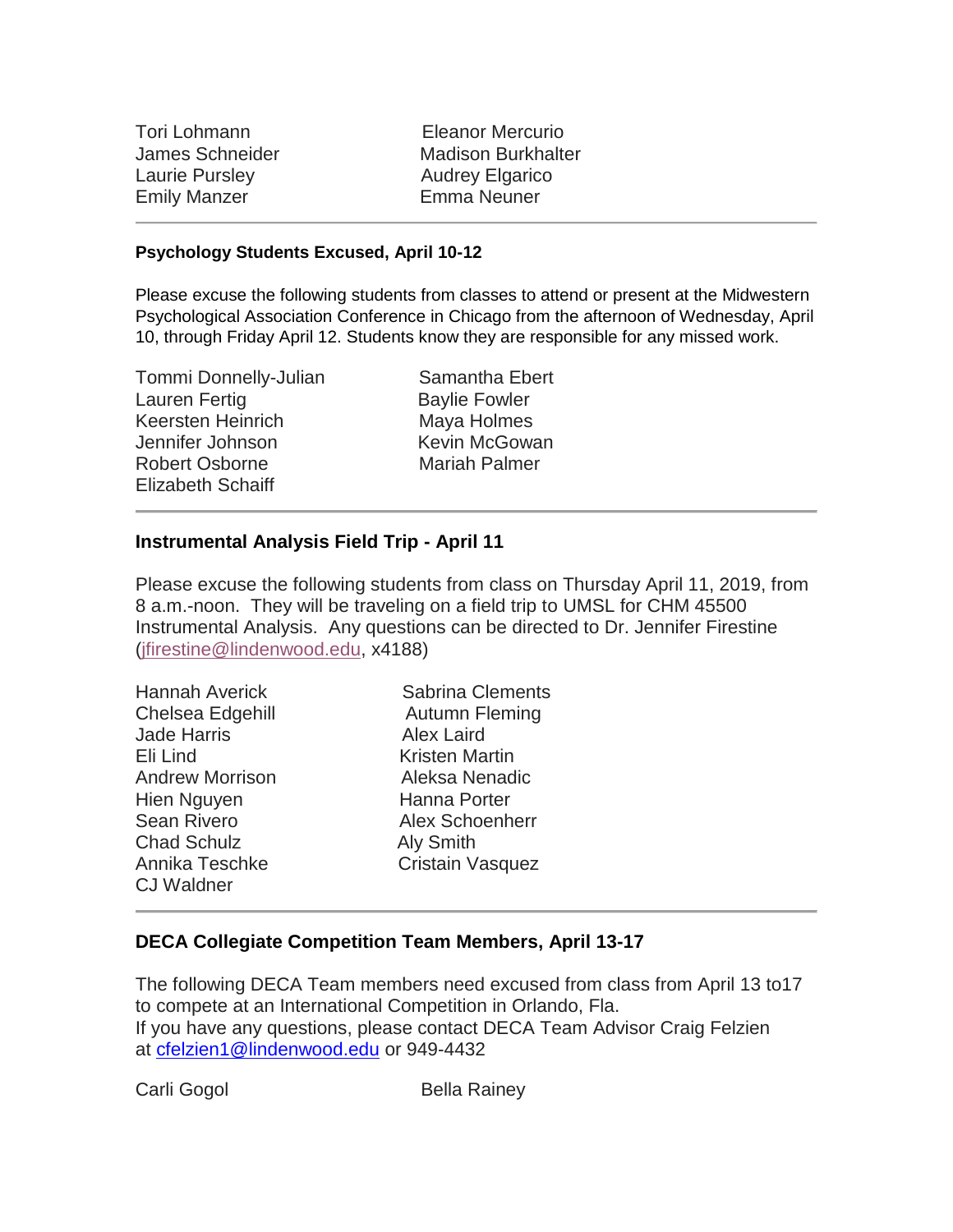Tori Lohmann
Eleanor Mercurio
James Schneider
Madison Burkhalter
Laurie Pursley
Audrey Elgarico
Emily Manzer
Emma Neuner

---

**Psychology Students Excused, April 10-12**

Please excuse the following students from classes to attend or present at the Midwestern Psychological Association Conference in Chicago from the afternoon of Wednesday, April 10, through Friday April 12. Students know they are responsible for any missed work.

Tommi Donnelly-Julian
Samantha Ebert
Lauren Fertig
Baylie Fowler
Keersten Heinrich
Maya Holmes
Jennifer Johnson
Kevin McGowan
Robert Osborne
Mariah Palmer
Elizabeth Schaiff

---

**Instrumental Analysis Field Trip - April 11**

Please excuse the following students from class on Thursday April 11, 2019, from 8 a.m.-noon. They will be traveling on a field trip to UMSL for CHM 45500 Instrumental Analysis. Any questions can be directed to Dr. Jennifer Firestine (jfirestine@lindenwood.edu, x4188)

Hannah Averick
Sabrina Clements
Chelsea Edgehill
Autumn Fleming
Jade Harris
Alex Laird
Eli Lind
Kristen Martin
Andrew Morrison
Aleksa Nenadic
Hien Nguyen
Hanna Porter
Sean Rivero
Alex Schoenherr
Chad Schulz
Aly Smith
Annika Teschke
Cristain Vasquez
CJ Waldner

---

**DECA Collegiate Competition Team Members, April 13-17**

The following DECA Team members need excused from class from April 13 to17 to compete at an International Competition in Orlando, Fla.
If you have any questions, please contact DECA Team Advisor Craig Felzien at cfelzien1@lindenwood.edu or 949-4432

Carli Gogol
Bella Rainey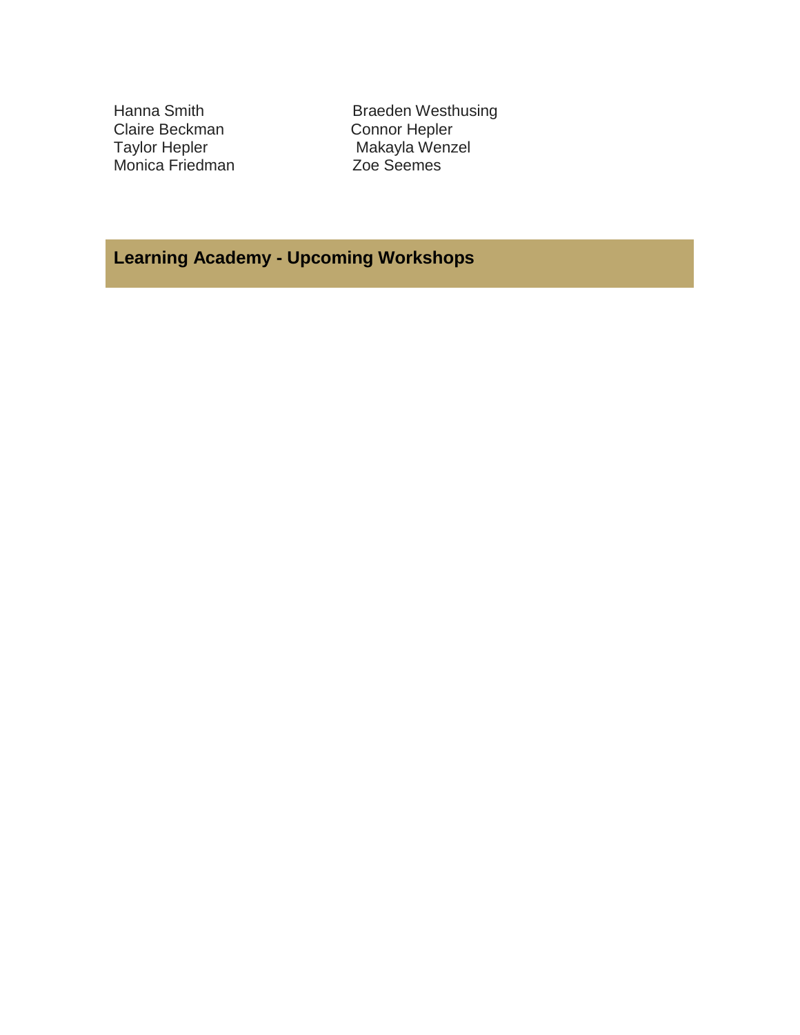Hanna Smith
Claire Beckman
Taylor Hepler
Monica Friedman
Braeden Westhusing
Connor Hepler
Makayla Wenzel
Zoe Seemes

## Learning Academy - Upcoming Workshops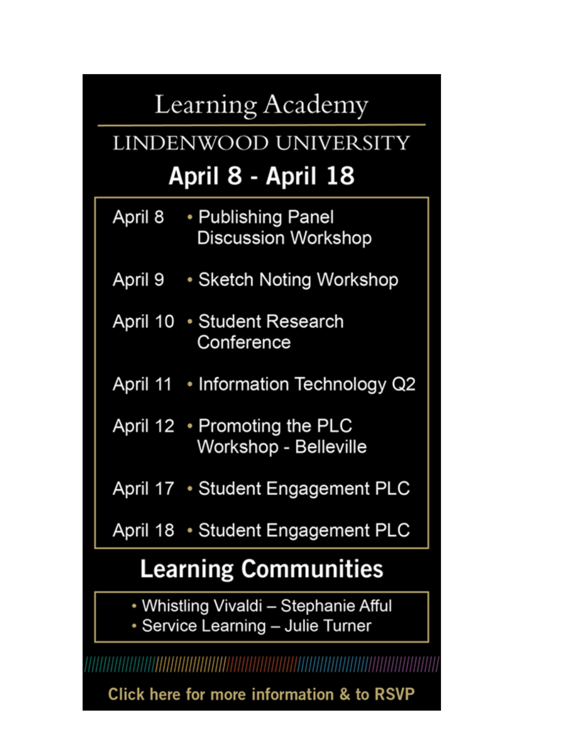# Learning Academy

## LINDENWOOD UNIVERSITY

### April 8 - April 18

| | |
|---|---|
| April 8 | • Publishing Panel Discussion Workshop |
| April 9 | • Sketch Noting Workshop |
| April 10 | • Student Research Conference |
| April 11 | • Information Technology Q2 |
| April 12 | • Promoting the PLC Workshop - Belleville |
| April 17 | • Student Engagement PLC |
| April 18 | • Student Engagement PLC |

## Learning Communities

- Whistling Vivaldi – Stephanie Afful
- Servicing Learning – Julie Turner

**Click here for more information & to RSVP**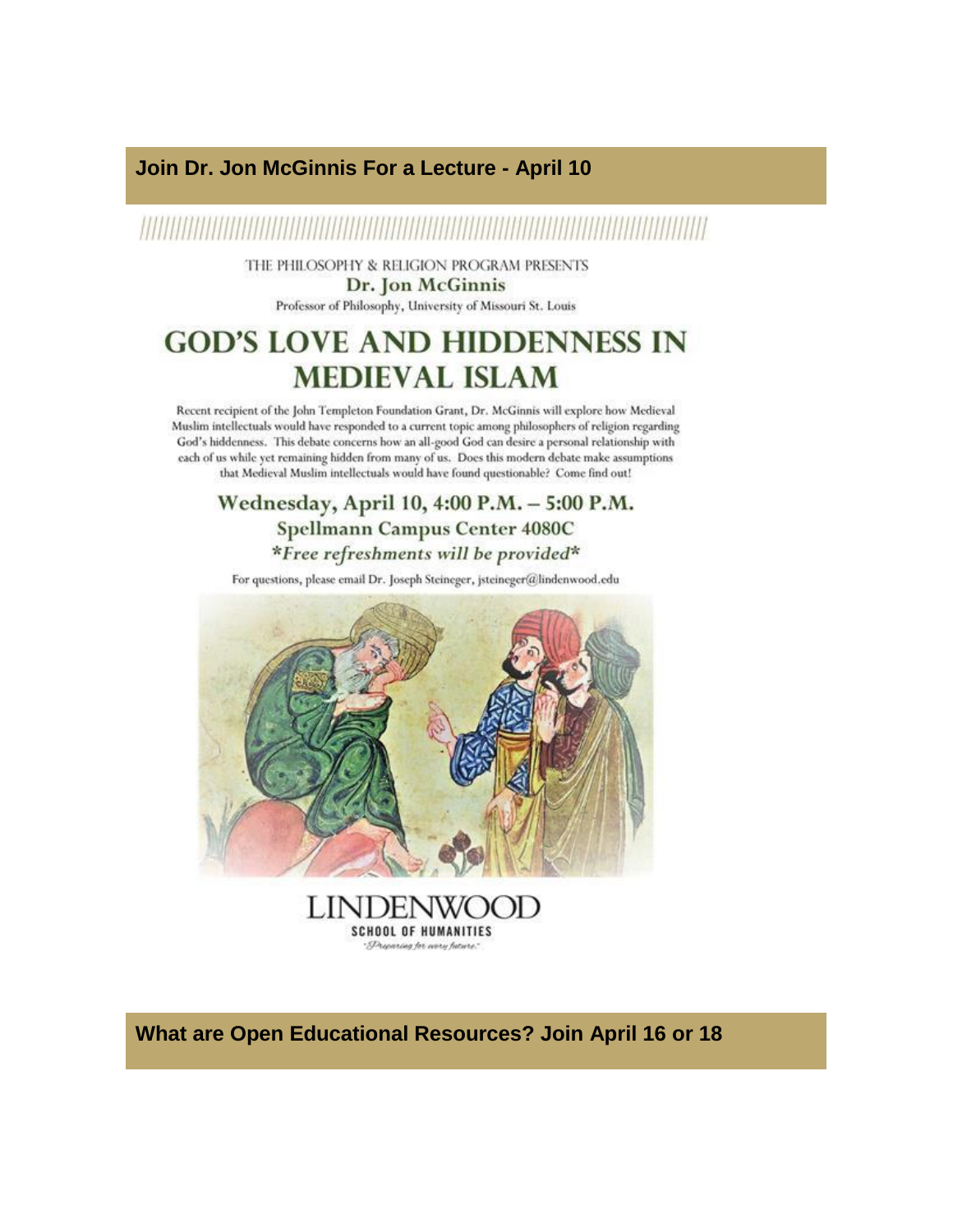## Join Dr. Jon McGinnis For a Lecture - April 10

THE PHILOSOPHY & RELIGION PROGRAM PRESENTS

**Dr. Jon McGinnis**

Professor of Philosophy, University of Missouri St. Louis

# GOD'S LOVE AND HIDDENNESS IN MEDIEVAL ISLAM

Recent recipient of the John Templeton Foundation Grant, Dr. McGinnis will explore how Medieval Muslim intellectuals would have responded to a current topic among philosophers of religion regarding God's hiddenness. This debate concerns how an all-good God can desire a personal relationship with each of us while yet remaining hidden from many of us. Does this modern debate make assumptions that Medieval Muslim intellectuals would have found questionable? Come find out!

**Wednesday, April 10, 4:00 P.M. – 5:00 P.M.**

**Spellmann Campus Center 4080C**

*\*Free refreshments will be provided\**

For questions, please email Dr. Joseph Steineger, jsteineger@lindenwood.edu

LINDENWOOD
SCHOOL OF HUMANITIES
"Preparing for every future."

## What are Open Educational Resources? Join April 16 or 18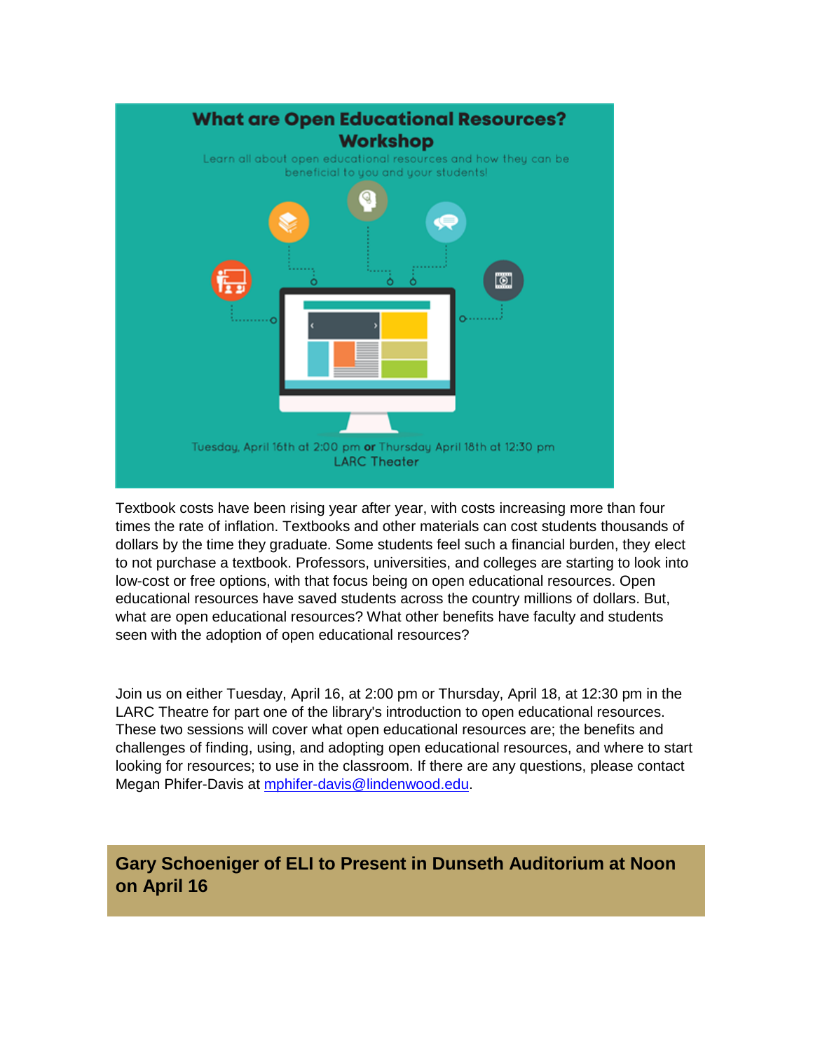What are Open Educational Resources? Workshop

Learn all about open educational resources and how they can be beneficial to you and your students!

Tuesday, April 16th at 2:00 pm **or** Thursday April 18th at 12:30 pm
LARC Theater

Textbook costs have been rising year after year, with costs increasing more than four times the rate of inflation. Textbooks and other materials can cost students thousands of dollars by the time they graduate. Some students feel such a financial burden, they elect to not purchase a textbook. Professors, universities, and colleges are starting to look into low-cost or free options, with that focus being on open educational resources. Open educational resources have saved students across the country millions of dollars. But, what are open educational resources? What other benefits have faculty and students seen with the adoption of open educational resources?

Join us on either Tuesday, April 16, at 2:00 pm or Thursday, April 18, at 12:30 pm in the LARC Theatre for part one of the library's introduction to open educational resources. These two sessions will cover what open educational resources are; the benefits and challenges of finding, using, and adopting open educational resources, and where to start looking for resources; to use in the classroom. If there are any questions, please contact Megan Phifer-Davis at [mphifer-davis@lindenwood.edu](mailto:mphifer-davis@lindenwood.edu).

## Gary Schoeniger of ELI to Present in Dunseth Auditorium at Noon on April 16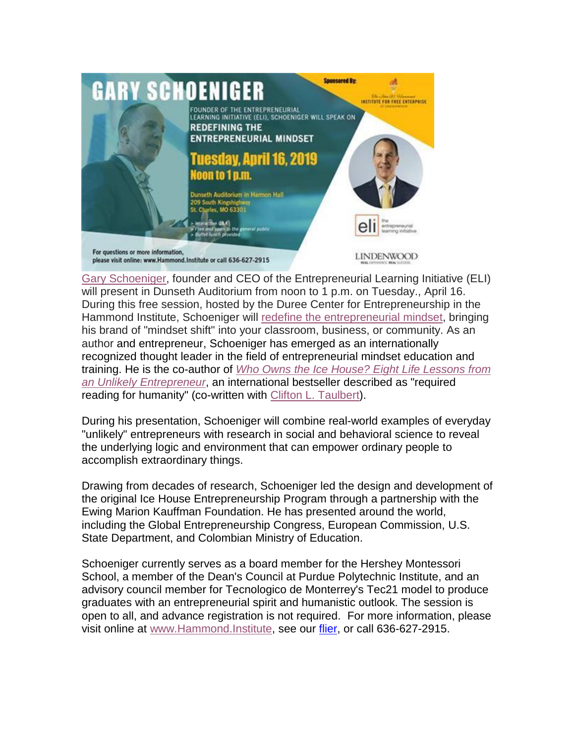**GARY SCHOENIGER**

FOUNDER OF THE ENTREPRENEURIAL LEARNING INITIATIVE (ELI), SCHOENIGER WILL SPEAK ON **REDEFINING THE ENTREPRENEURIAL MINDSET**

**Tuesday, April 16, 2019**
**Noon to 1 p.m.**

Dunseth Auditorium in Harmon Hall
209 South Kingshighway
St. Charles, MO 63301

- Interactive Q&A
- Free and open to the general public
- Buffet lunch provided

Sponsored By: The John W. Hammond Institute for Free Enterprise at Lindenwood

eli the entrepreneurial learning initiative

LINDENWOOD

For questions or more information, please visit online: www.Hammond.Institute or call 636-627-2915

Gary Schoeniger, founder and CEO of the Entrepreneurial Learning Initiative (ELI) will present in Dunseth Auditorium from noon to 1 p.m. on Tuesday., April 16. During this free session, hosted by the Duree Center for Entrepreneurship in the Hammond Institute, Schoeniger will redefine the entrepreneurial mindset, bringing his brand of "mindset shift" into your classroom, business, or community. As an author and entrepreneur, Schoeniger has emerged as an internationally recognized thought leader in the field of entrepreneurial mindset education and training. He is the co-author of *Who Owns the Ice House? Eight Life Lessons from an Unlikely Entrepreneur*, an international bestseller described as "required reading for humanity" (co-written with Clifton L. Taulbert).

During his presentation, Schoeniger will combine real-world examples of everyday "unlikely" entrepreneurs with research in social and behavioral science to reveal the underlying logic and environment that can empower ordinary people to accomplish extraordinary things.

Drawing from decades of research, Schoeniger led the design and development of the original Ice House Entrepreneurship Program through a partnership with the Ewing Marion Kauffman Foundation. He has presented around the world, including the Global Entrepreneurship Congress, European Commission, U.S. State Department, and Colombian Ministry of Education.

Schoeniger currently serves as a board member for the Hershey Montessori School, a member of the Dean's Council at Purdue Polytechnic Institute, and an advisory council member for Tecnologico de Monterrey's Tec21 model to produce graduates with an entrepreneurial spirit and humanistic outlook. The session is open to all, and advance registration is not required. For more information, please visit online at www.Hammond.Institute, see our flier, or call 636-627-2915.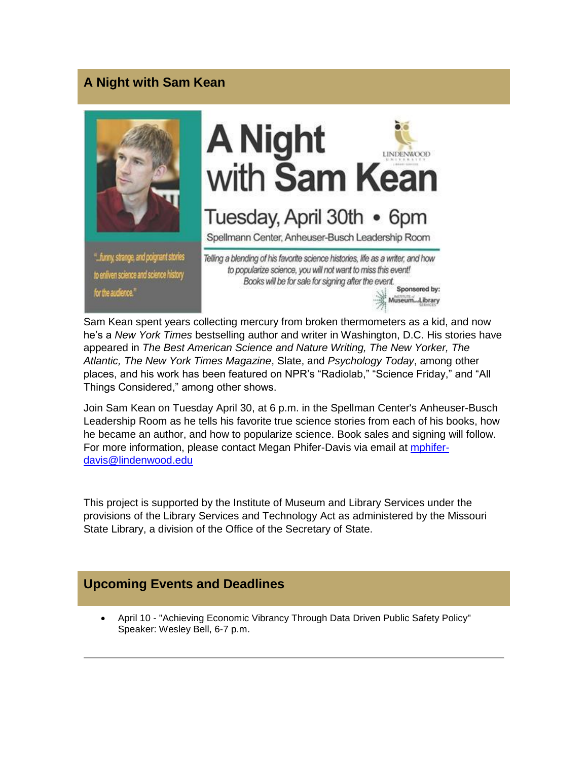## A Night with Sam Kean

# A Night with Sam Kean

Tuesday, April 30th • 6pm

Spellmann Center, Anheuser-Busch Leadership Room

"...funny, strange, and poignant stories to enliven science and science history for the audience."

*Telling a blending of his favorite science histories, life as a writer, and how to popularize science, you will not want to miss this event! Books will be for sale for signing after the event.*

Sponsored by: Institute of Museum and Library Services

Sam Kean spent years collecting mercury from broken thermometers as a kid, and now he's a *New York Times* bestselling author and writer in Washington, D.C. His stories have appeared in *The Best American Science and Nature Writing, The New Yorker, The Atlantic, The New York Times Magazine*, Slate, and *Psychology Today*, among other places, and his work has been featured on NPR's "Radiolab," "Science Friday," and "All Things Considered," among other shows.

Join Sam Kean on Tuesday April 30, at 6 p.m. in the Spellman Center's Anheuser-Busch Leadership Room as he tells his favorite true science stories from each of his books, how he became an author, and how to popularize science. Book sales and signing will follow. For more information, please contact Megan Phifer-Davis via email at mphifer-davis@lindenwood.edu

This project is supported by the Institute of Museum and Library Services under the provisions of the Library Services and Technology Act as administered by the Missouri State Library, a division of the Office of the Secretary of State.

## Upcoming Events and Deadlines

- April 10 - "Achieving Economic Vibrancy Through Data Driven Public Safety Policy" Speaker: Wesley Bell, 6-7 p.m.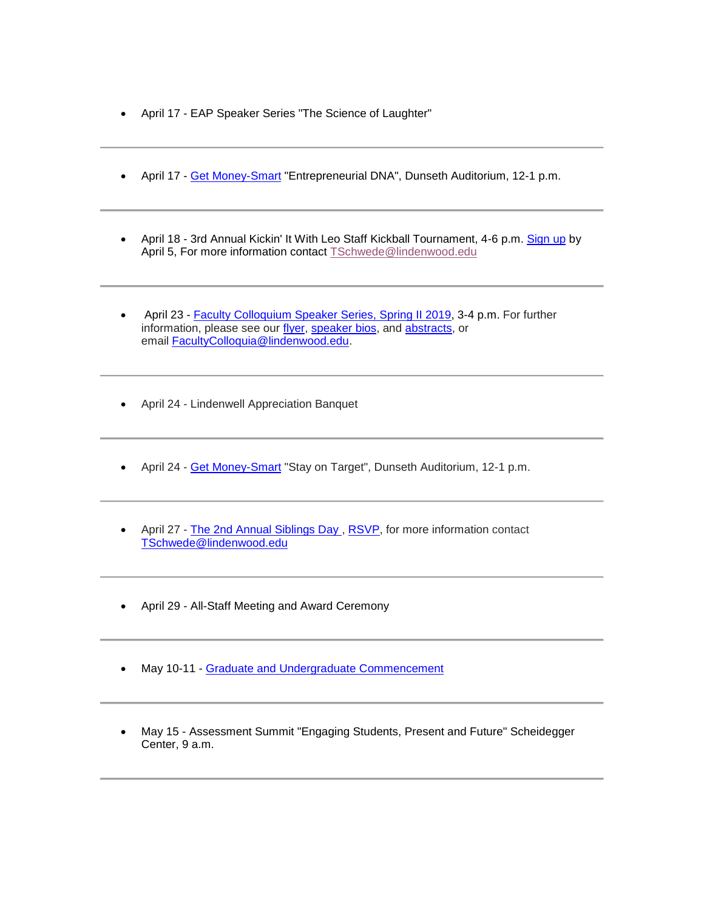- April 17 - EAP Speaker Series "The Science of Laughter"

---

- April 17 - Get Money-Smart "Entrepreneurial DNA", Dunseth Auditorium, 12-1 p.m.

---

- April 18 - 3rd Annual Kickin' It With Leo Staff Kickball Tournament, 4-6 p.m. Sign up by April 5, For more information contact TSchwede@lindenwood.edu

---

- April 23 - Faculty Colloquium Speaker Series, Spring II 2019, 3-4 p.m. For further information, please see our flyer, speaker bios, and abstracts, or email FacultyColloquia@lindenwood.edu.

---

- April 24 - Lindenwell Appreciation Banquet

---

- April 24 - Get Money-Smart "Stay on Target", Dunseth Auditorium, 12-1 p.m.

---

- April 27 - The 2nd Annual Siblings Day , RSVP, for more information contact TSchwede@lindenwood.edu

---

- April 29 - All-Staff Meeting and Award Ceremony

---

- May 10-11 - Graduate and Undergraduate Commencement

---

- May 15 - Assessment Summit "Engaging Students, Present and Future" Scheidegger Center, 9 a.m.

---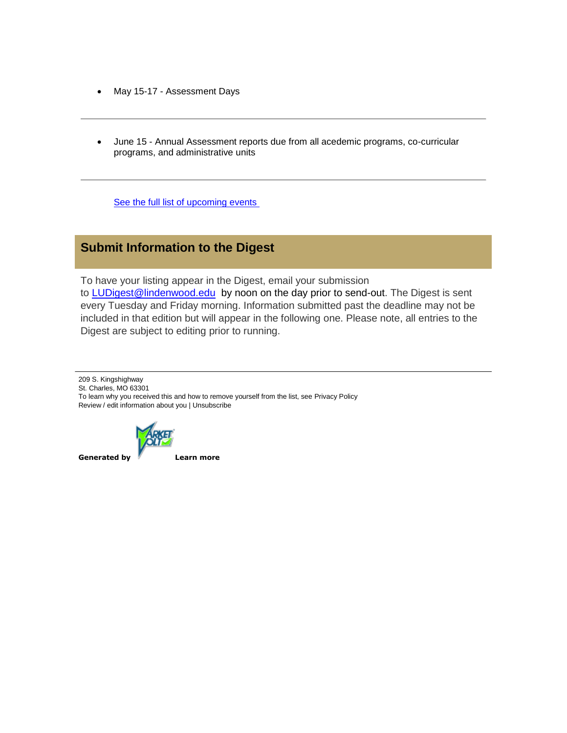- May 15-17 - Assessment Days

---

- June 15 - Annual Assessment reports due from all acedemic programs, co-curricular programs, and administrative units

---

See the full list of upcoming events

## Submit Information to the Digest

To have your listing appear in the Digest, email your submission to LUDigest@lindenwood.edu by noon on the day prior to send-out. The Digest is sent every Tuesday and Friday morning. Information submitted past the deadline may not be included in that edition but will appear in the following one. Please note, all entries to the Digest are subject to editing prior to running.

---

209 S. Kingshighway
St. Charles, MO 63301
To learn why you received this and how to remove yourself from the list, see Privacy Policy
Review / edit information about you | Unsubscribe

**Generated by** **Learn more**